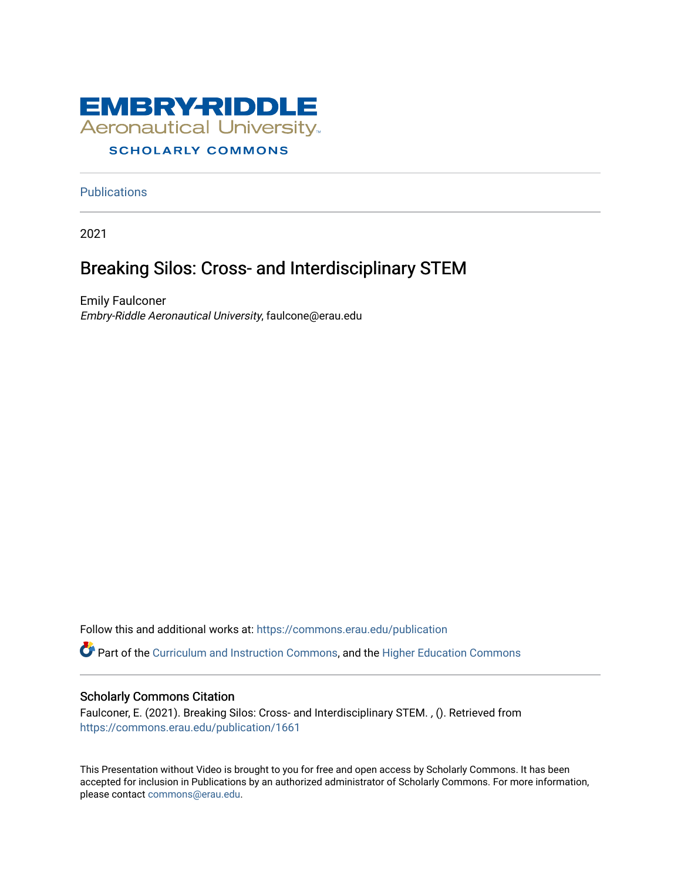EMBRY-RIDDLE
Aeronautical University
SCHOLARLY COMMONS

Publications

2021

# Breaking Silos: Cross- and Interdisciplinary STEM

Emily Faulconer
*Embry-Riddle Aeronautical University*, faulcone@erau.edu

Follow this and additional works at: https://commons.erau.edu/publication

Part of the Curriculum and Instruction Commons, and the Higher Education Commons

## Scholarly Commons Citation

Faulconer, E. (2021). Breaking Silos: Cross- and Interdisciplinary STEM. , (). Retrieved from https://commons.erau.edu/publication/1661

This Presentation without Video is brought to you for free and open access by Scholarly Commons. It has been accepted for inclusion in Publications by an authorized administrator of Scholarly Commons. For more information, please contact commons@erau.edu.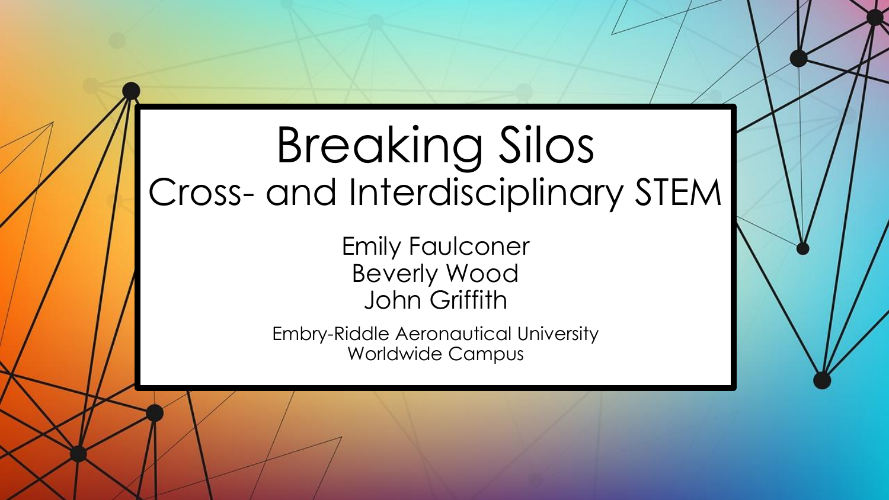# Breaking Silos

## Cross- and Interdisciplinary STEM

Emily Faulconer
Beverly Wood
John Griffith

Embry-Riddle Aeronautical University
Worldwide Campus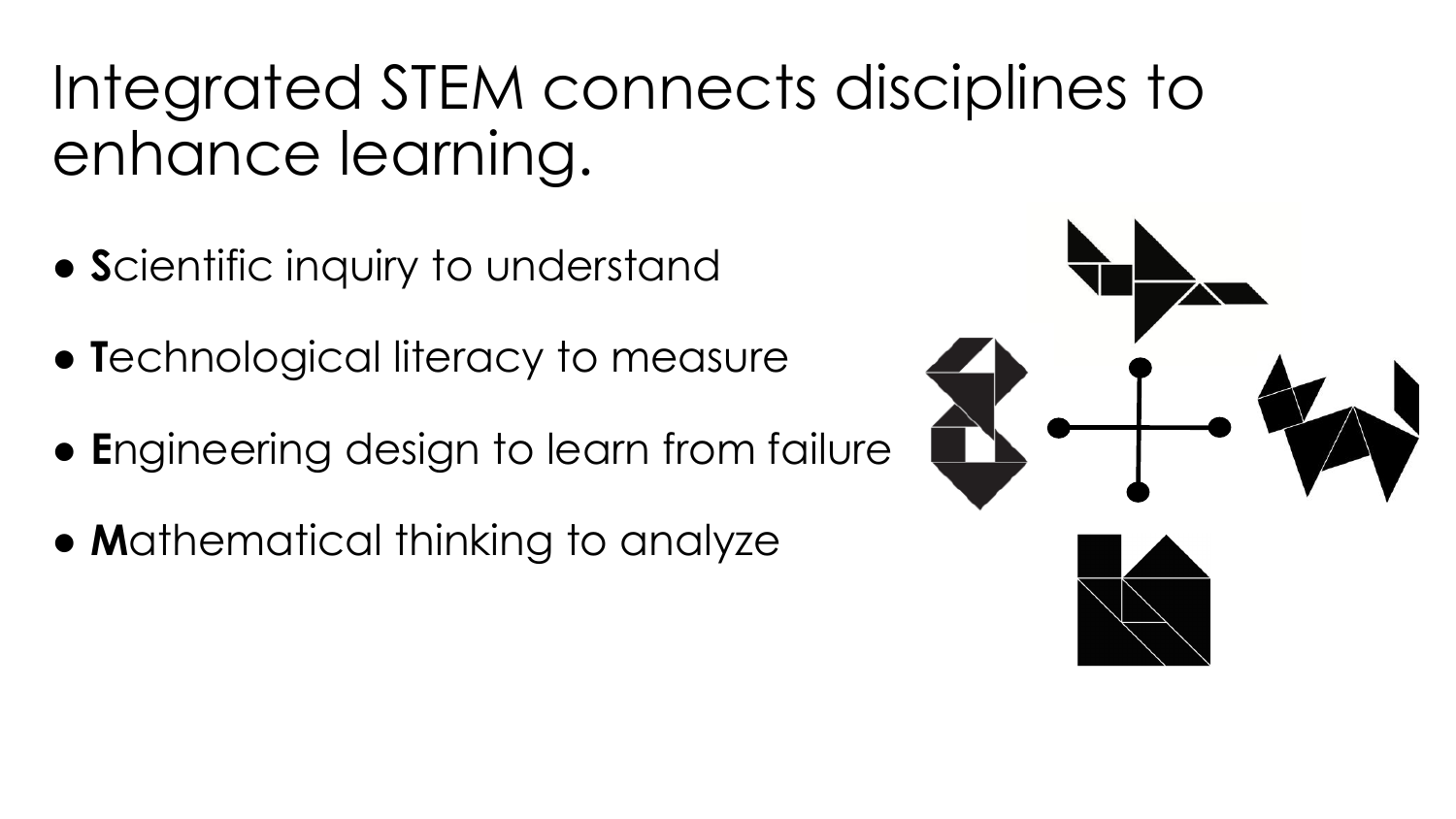# Integrated STEM connects disciplines to enhance learning.

- **S**cientific inquiry to understand
- **T**echnological literacy to measure
- **E**ngineering design to learn from failure
- **M**athematical thinking to analyze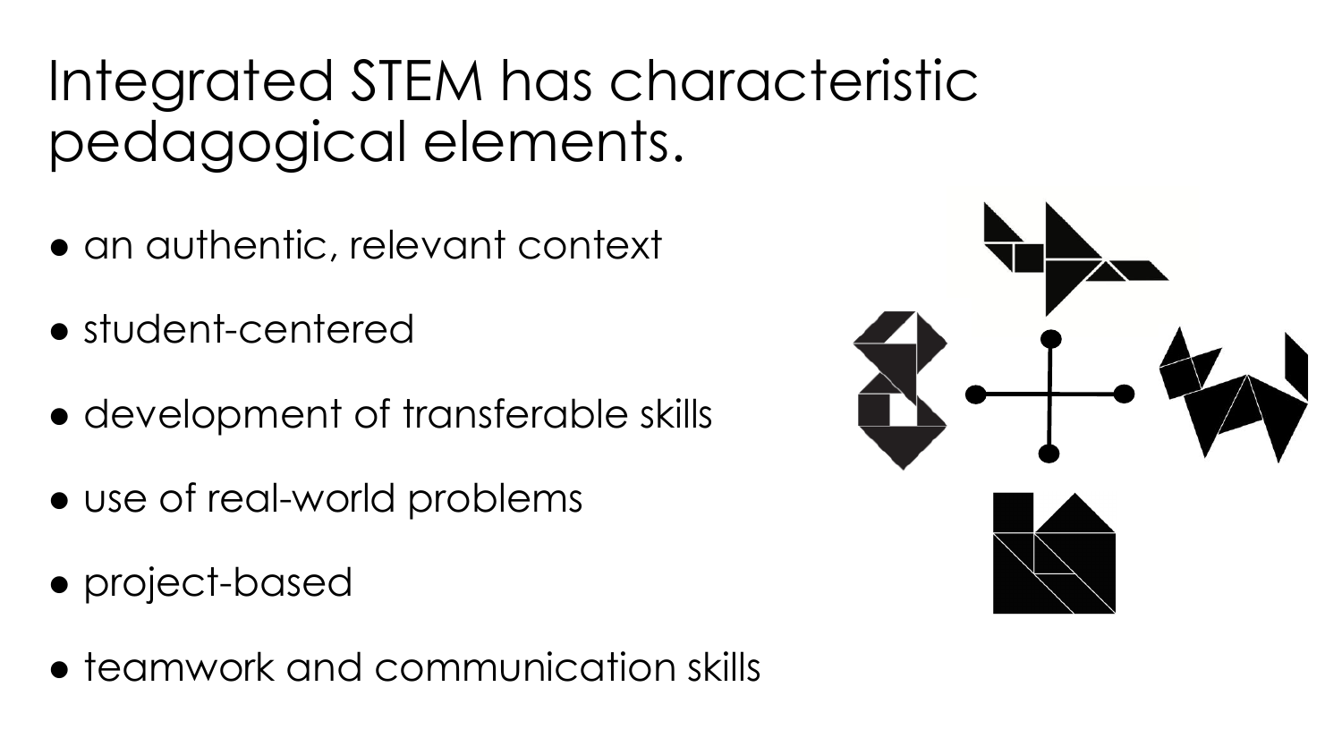# Integrated STEM has characteristic pedagogical elements.

- an authentic, relevant context
- student-centered
- development of transferable skills
- use of real-world problems
- project-based
- teamwork and communication skills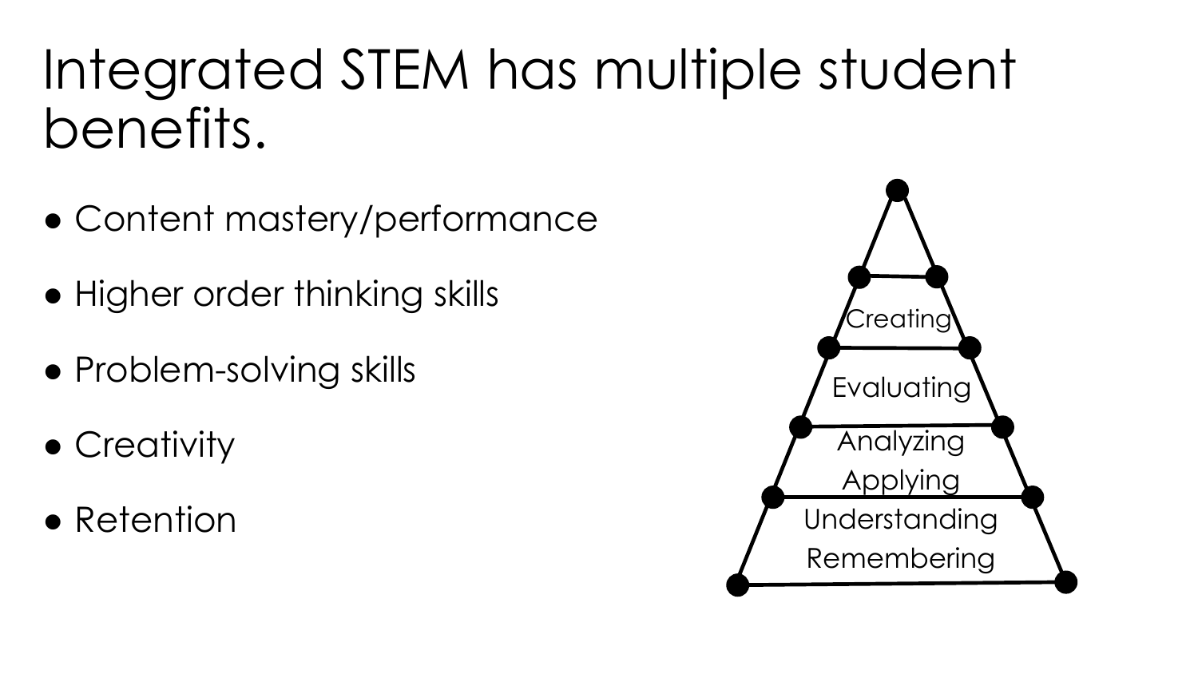# Integrated STEM has multiple student benefits.

- Content mastery/performance
- Higher order thinking skills
- Problem-solving skills
- Creativity
- Retention

Creating

Evaluating

Analyzing
Applying

Understanding
Remembering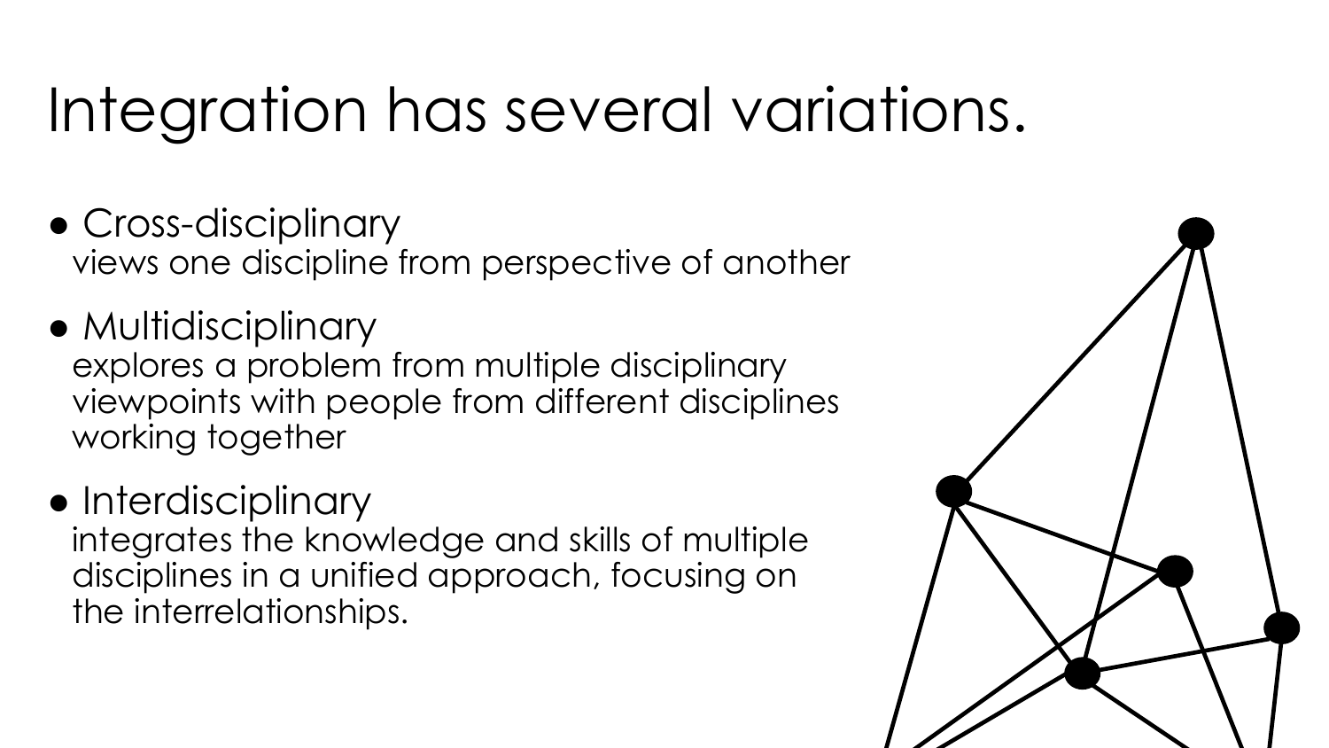# Integration has several variations.

- Cross-disciplinary
  views one discipline from perspective of another
- Multidisciplinary
  explores a problem from multiple disciplinary viewpoints with people from different disciplines working together
- Interdisciplinary
  integrates the knowledge and skills of multiple disciplines in a unified approach, focusing on the interrelationships.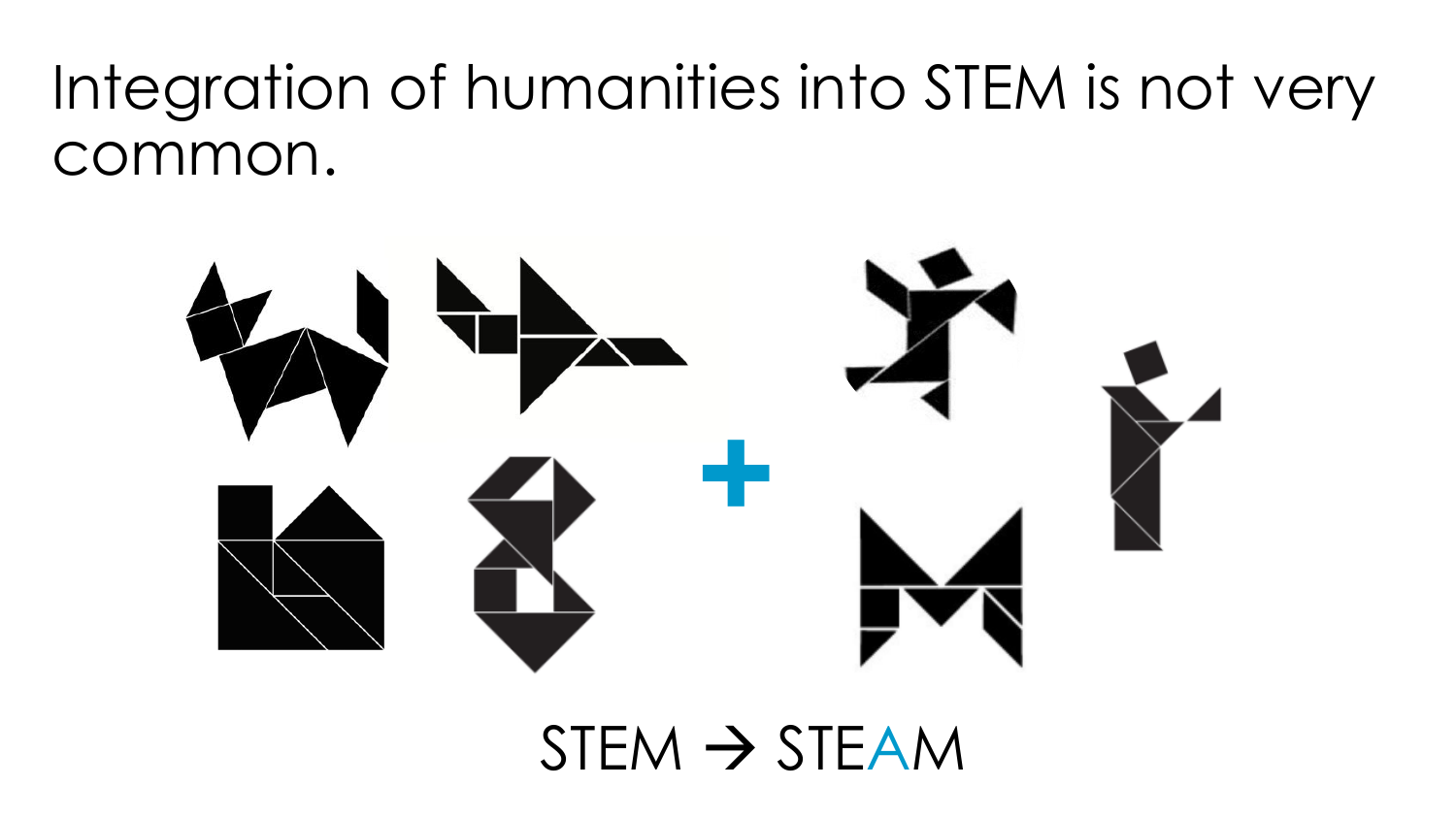# Integration of humanities into STEM is not very common.

STEM → STEAM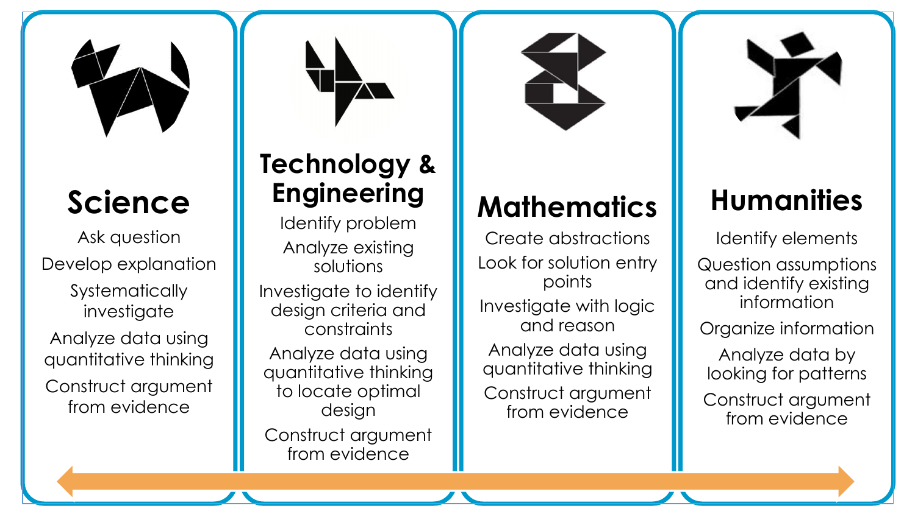## Science

- Ask question
- Develop explanation
- Systematically investigate
- Analyze data using quantitative thinking
- Construct argument from evidence

## Technology & Engineering

- Identify problem
- Analyze existing solutions
- Investigate to identify design criteria and constraints
- Analyze data using quantitative thinking to locate optimal design
- Construct argument from evidence

## Mathematics

- Create abstractions
- Look for solution entry points
- Investigate with logic and reason
- Analyze data using quantitative thinking
- Construct argument from evidence

## Humanities

- Identify elements
- Question assumptions and identify existing information
- Organize information
- Analyze data by looking for patterns
- Construct argument from evidence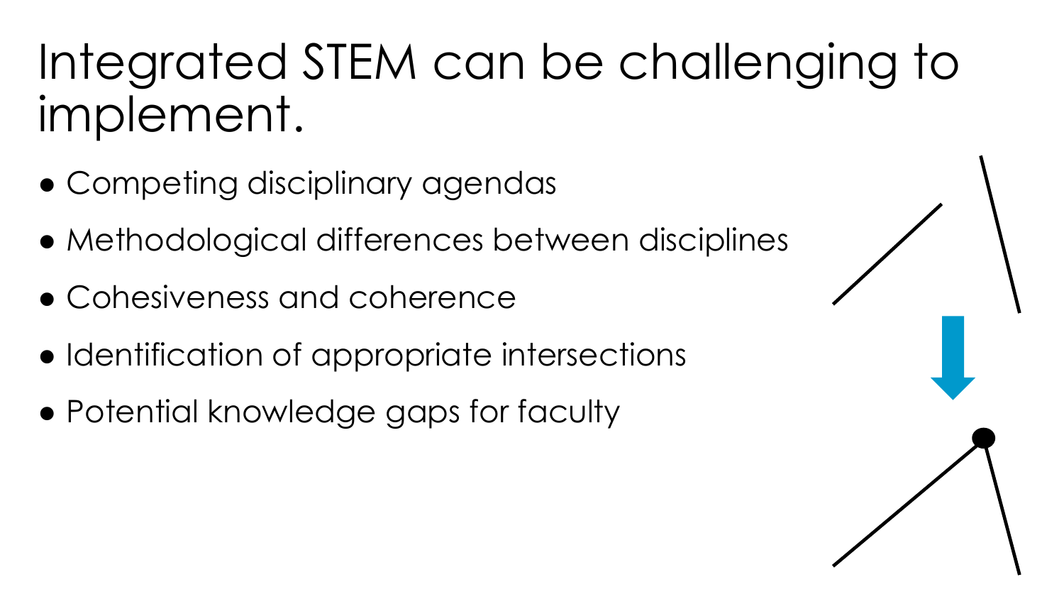# Integrated STEM can be challenging to implement.

- Competing disciplinary agendas
- Methodological differences between disciplines
- Cohesiveness and coherence
- Identification of appropriate intersections
- Potential knowledge gaps for faculty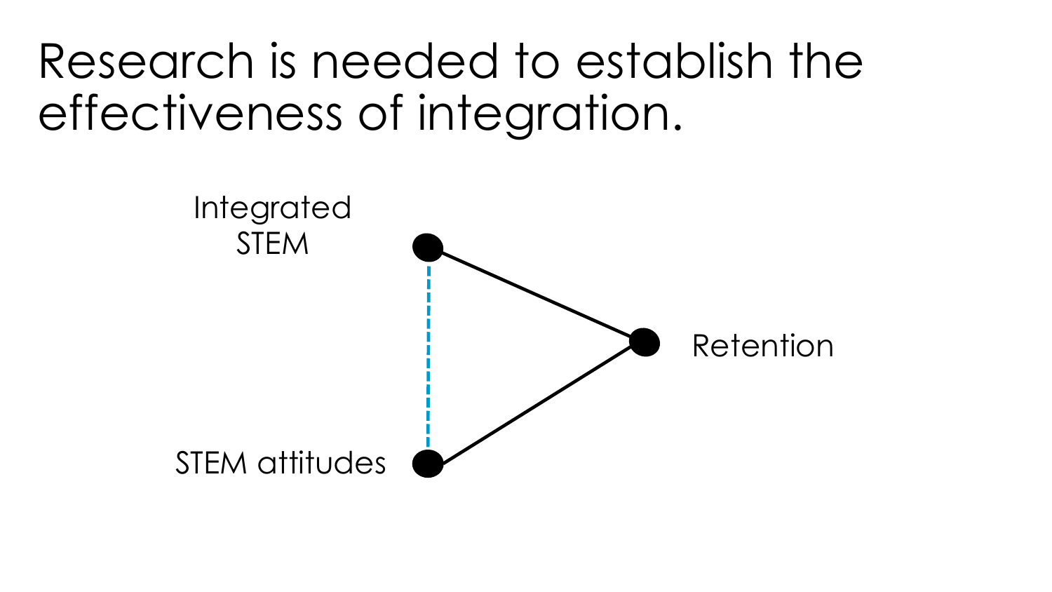# Research is needed to establish the effectiveness of integration.

Integrated STEM

Retention

STEM attitudes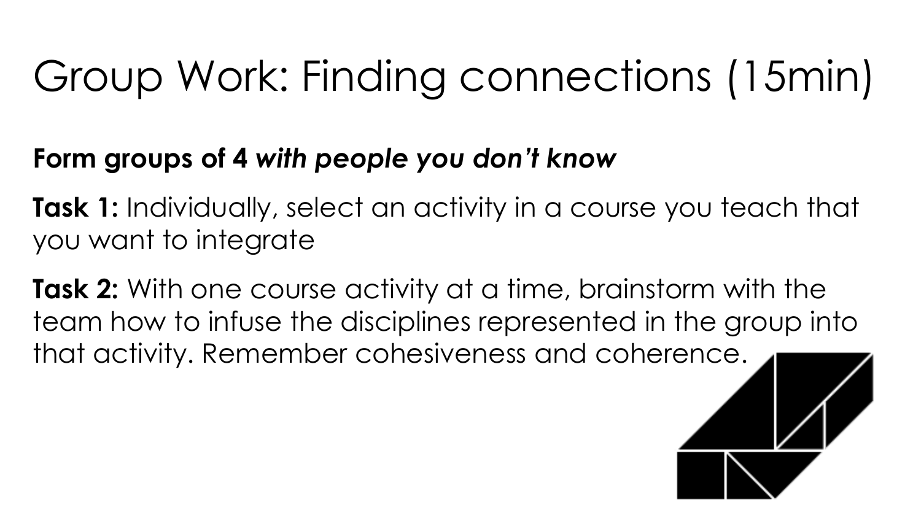# Group Work: Finding connections (15min)

**Form groups of 4 *with people you don't know***

**Task 1:** Individually, select an activity in a course you teach that you want to integrate

**Task 2:** With one course activity at a time, brainstorm with the team how to infuse the disciplines represented in the group into that activity. Remember cohesiveness and coherence.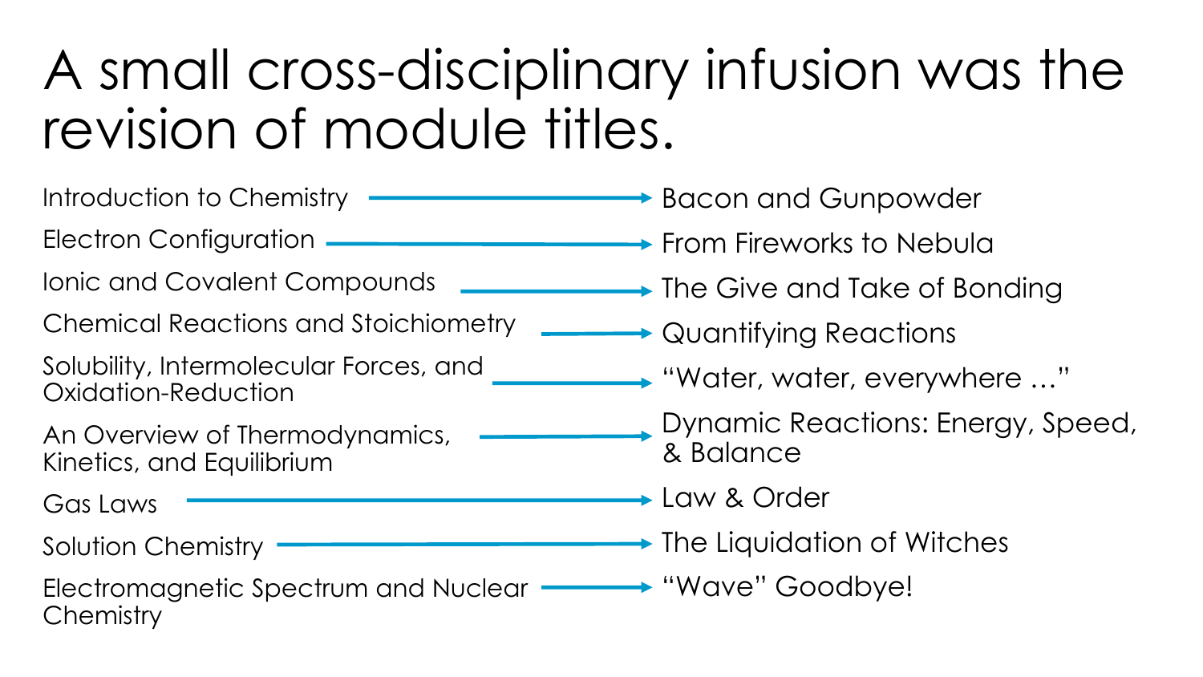# A small cross-disciplinary infusion was the revision of module titles.

| Original Module Title | Revised Module Title |
| --- | --- |
| Introduction to Chemistry | Bacon and Gunpowder |
| Electron Configuration | From Fireworks to Nebula |
| Ionic and Covalent Compounds | The Give and Take of Bonding |
| Chemical Reactions and Stoichiometry | Quantifying Reactions |
| Solubility, Intermolecular Forces, and Oxidation-Reduction | "Water, water, everywhere …" |
| An Overview of Thermodynamics, Kinetics, and Equilibrium | Dynamic Reactions: Energy, Speed, & Balance |
| Gas Laws | Law & Order |
| Solution Chemistry | The Liquidation of Witches |
| Electromagnetic Spectrum and Nuclear Chemistry | "Wave" Goodbye! |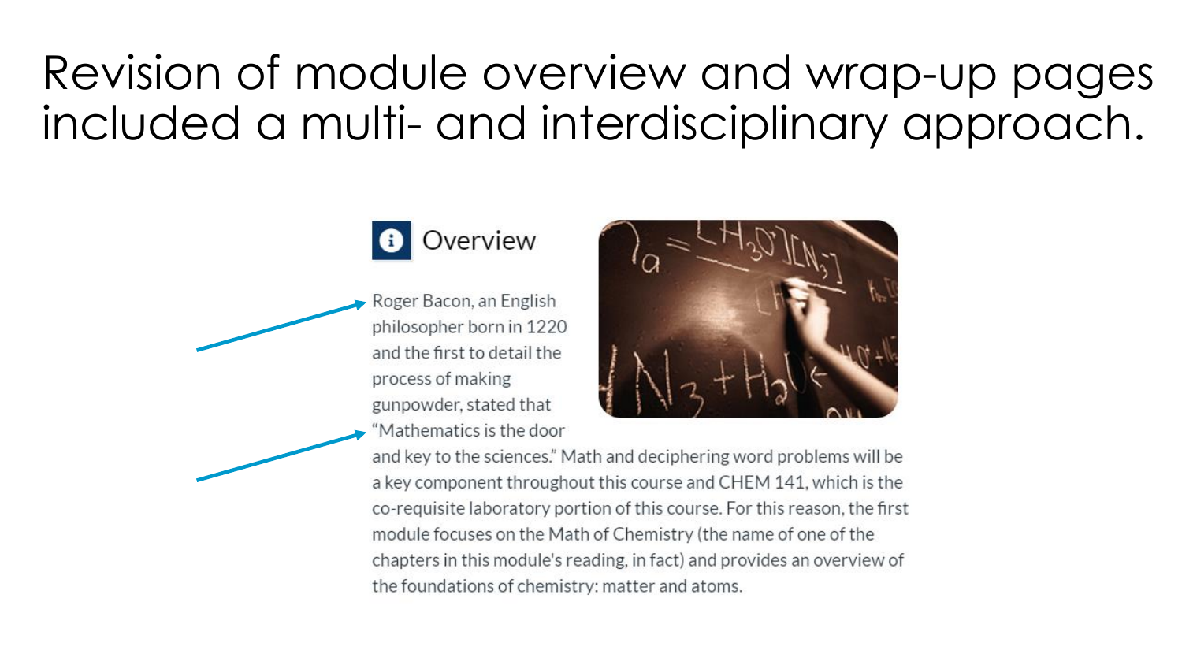# Revision of module overview and wrap-up pages included a multi- and interdisciplinary approach.

## Overview

Roger Bacon, an English philosopher born in 1220 and the first to detail the process of making gunpowder, stated that "Mathematics is the door and key to the sciences." Math and deciphering word problems will be a key component throughout this course and CHEM 141, which is the co-requisite laboratory portion of this course. For this reason, the first module focuses on the Math of Chemistry (the name of one of the chapters in this module's reading, in fact) and provides an overview of the foundations of chemistry: matter and atoms.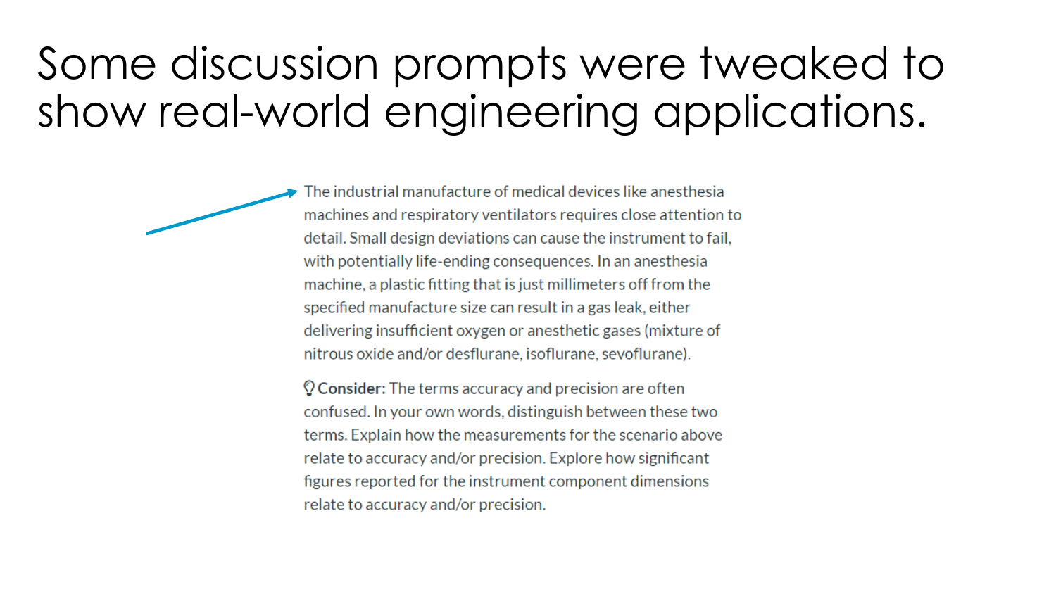# Some discussion prompts were tweaked to show real-world engineering applications.

The industrial manufacture of medical devices like anesthesia machines and respiratory ventilators requires close attention to detail. Small design deviations can cause the instrument to fail, with potentially life-ending consequences. In an anesthesia machine, a plastic fitting that is just millimeters off from the specified manufacture size can result in a gas leak, either delivering insufficient oxygen or anesthetic gases (mixture of nitrous oxide and/or desflurane, isoflurane, sevoflurane).

**Consider:** The terms accuracy and precision are often confused. In your own words, distinguish between these two terms. Explain how the measurements for the scenario above relate to accuracy and/or precision. Explore how significant figures reported for the instrument component dimensions relate to accuracy and/or precision.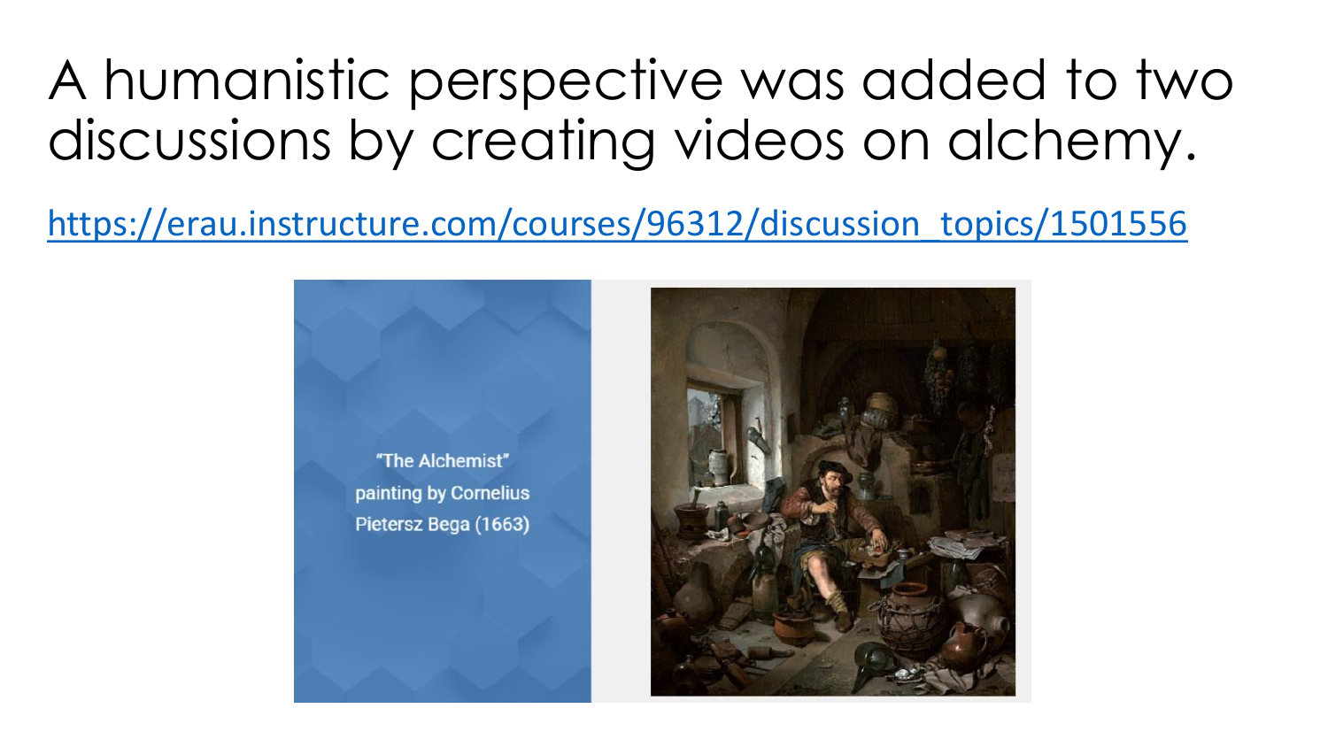# A humanistic perspective was added to two discussions by creating videos on alchemy.

https://erau.instructure.com/courses/96312/discussion_topics/1501556

"The Alchemist" painting by Cornelius Pietersz Bega (1663)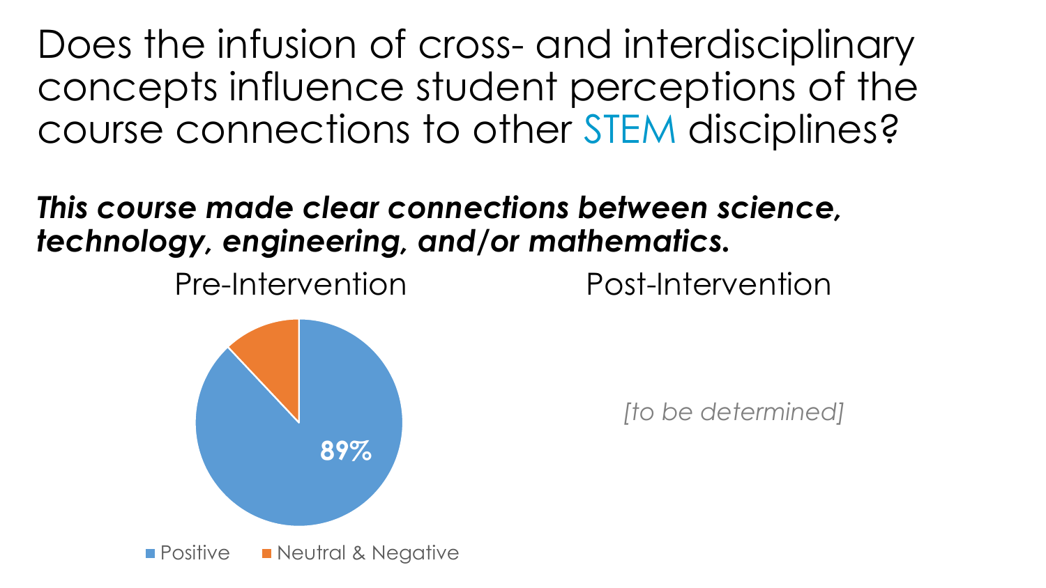# Does the infusion of cross- and interdisciplinary concepts influence student perceptions of the course connections to other STEM disciplines?

***This course made clear connections between science, technology, engineering, and/or mathematics.***

Pre-Intervention

89%

Positive · Neutral & Negative

Post-Intervention

*[to be determined]*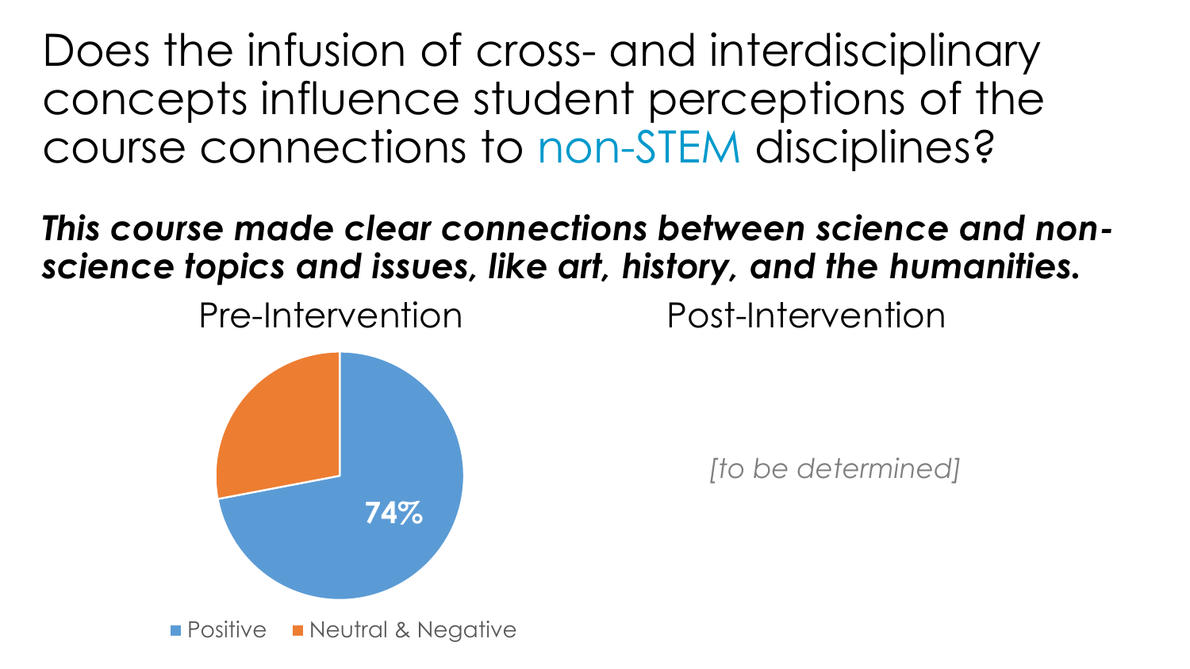# Does the infusion of cross- and interdisciplinary concepts influence student perceptions of the course connections to non-STEM disciplines?

***This course made clear connections between science and non-science topics and issues, like art, history, and the humanities.***

Pre-Intervention

74%

Positive    Neutral & Negative

Post-Intervention

*[to be determined]*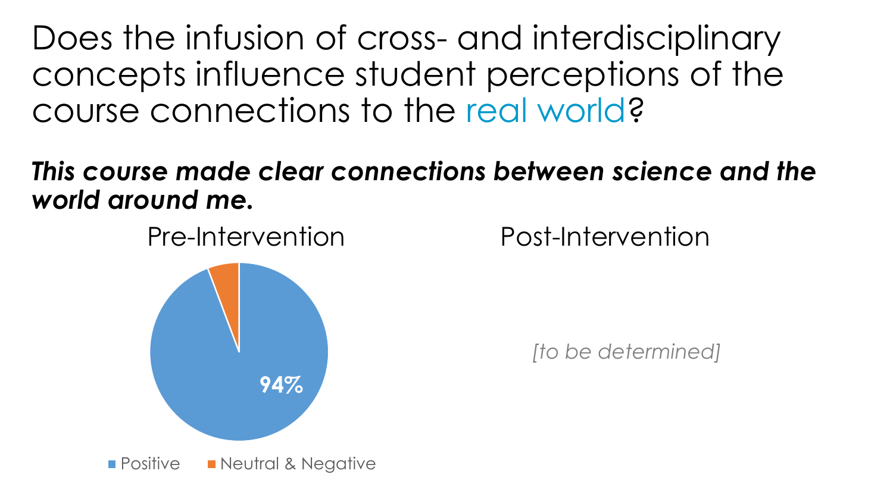# Does the infusion of cross- and interdisciplinary concepts influence student perceptions of the course connections to the real world?

***This course made clear connections between science and the world around me.***

Pre-Intervention

94%

Positive | Neutral & Negative

Post-Intervention

*[to be determined]*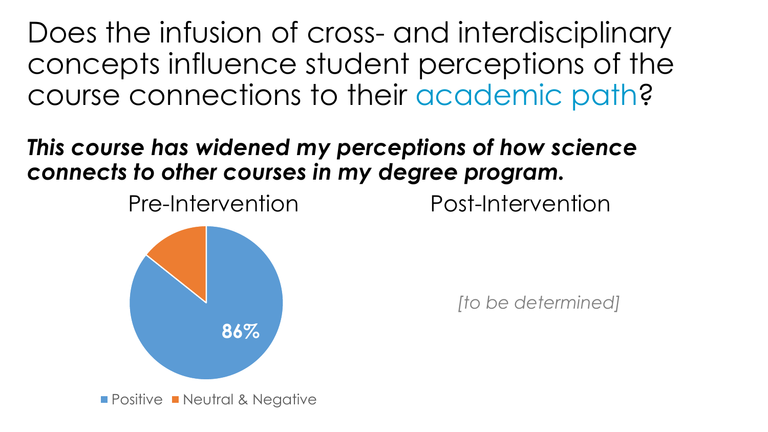# Does the infusion of cross- and interdisciplinary concepts influence student perceptions of the course connections to their academic path?

***This course has widened my perceptions of how science connects to other courses in my degree program.***

Pre-Intervention

86%

Positive | Neutral & Negative

Post-Intervention

*[to be determined]*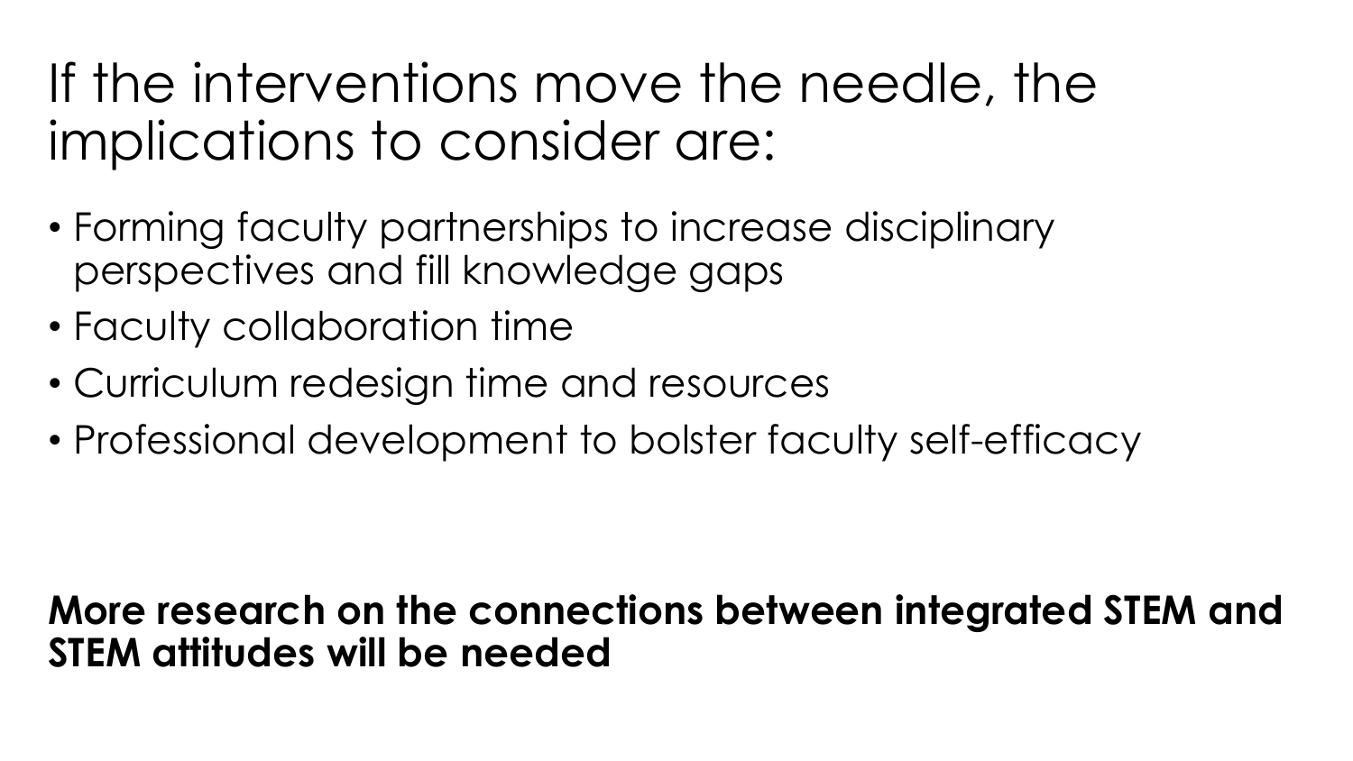# If the interventions move the needle, the implications to consider are:

- Forming faculty partnerships to increase disciplinary perspectives and fill knowledge gaps
- Faculty collaboration time
- Curriculum redesign time and resources
- Professional development to bolster faculty self-efficacy

**More research on the connections between integrated STEM and STEM attitudes will be needed**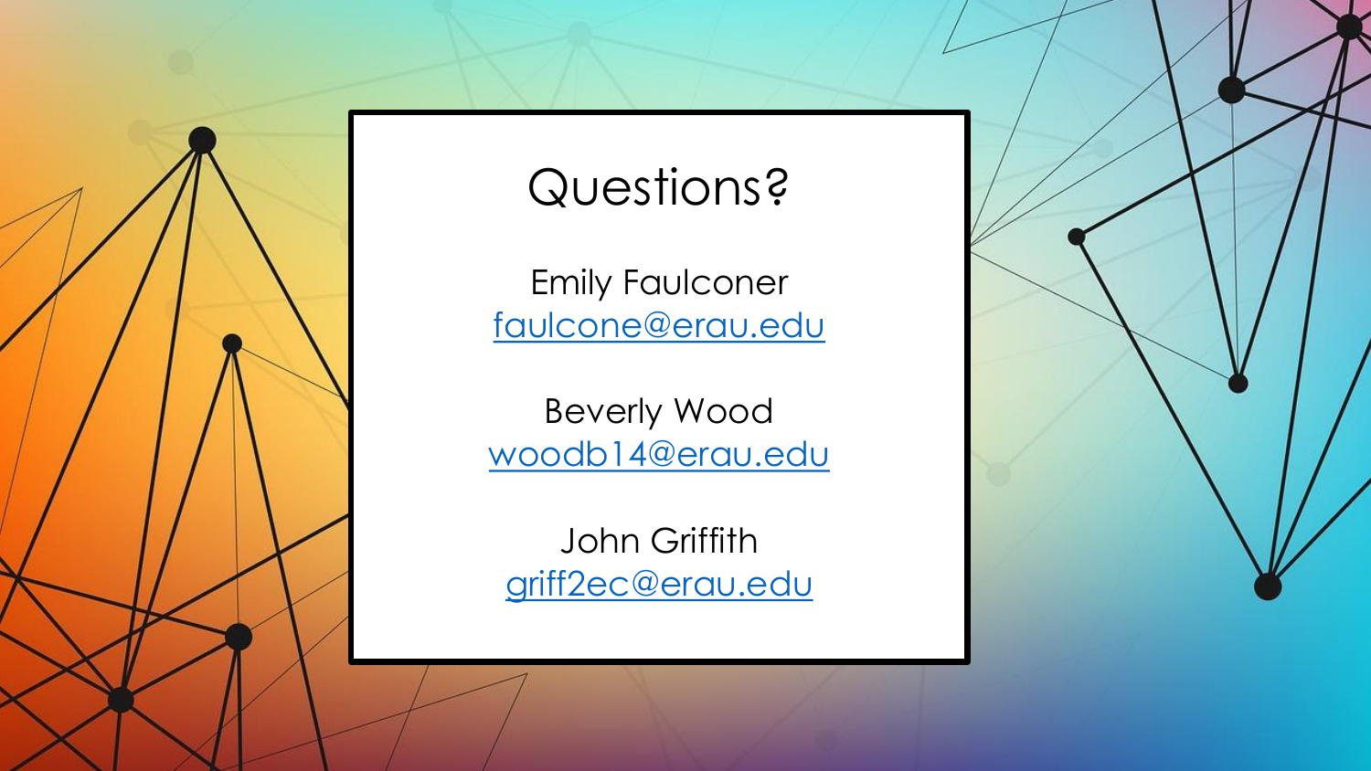# Questions?

Emily Faulconer
faulcone@erau.edu

Beverly Wood
woodb14@erau.edu

John Griffith
griff2ec@erau.edu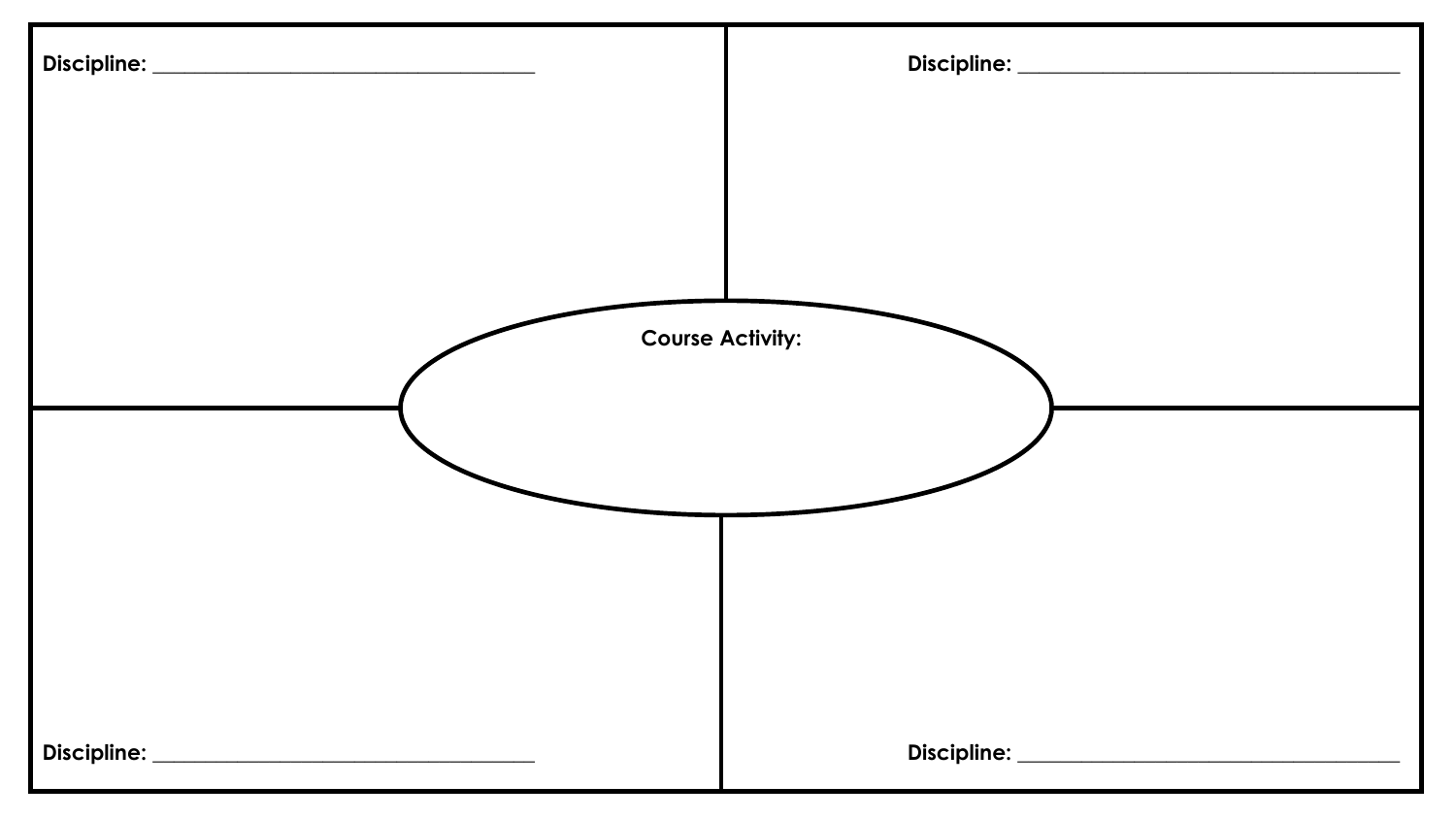Discipline: ___________________________________

Discipline: ___________________________________

Course Activity:

Discipline: ___________________________________

Discipline: ___________________________________